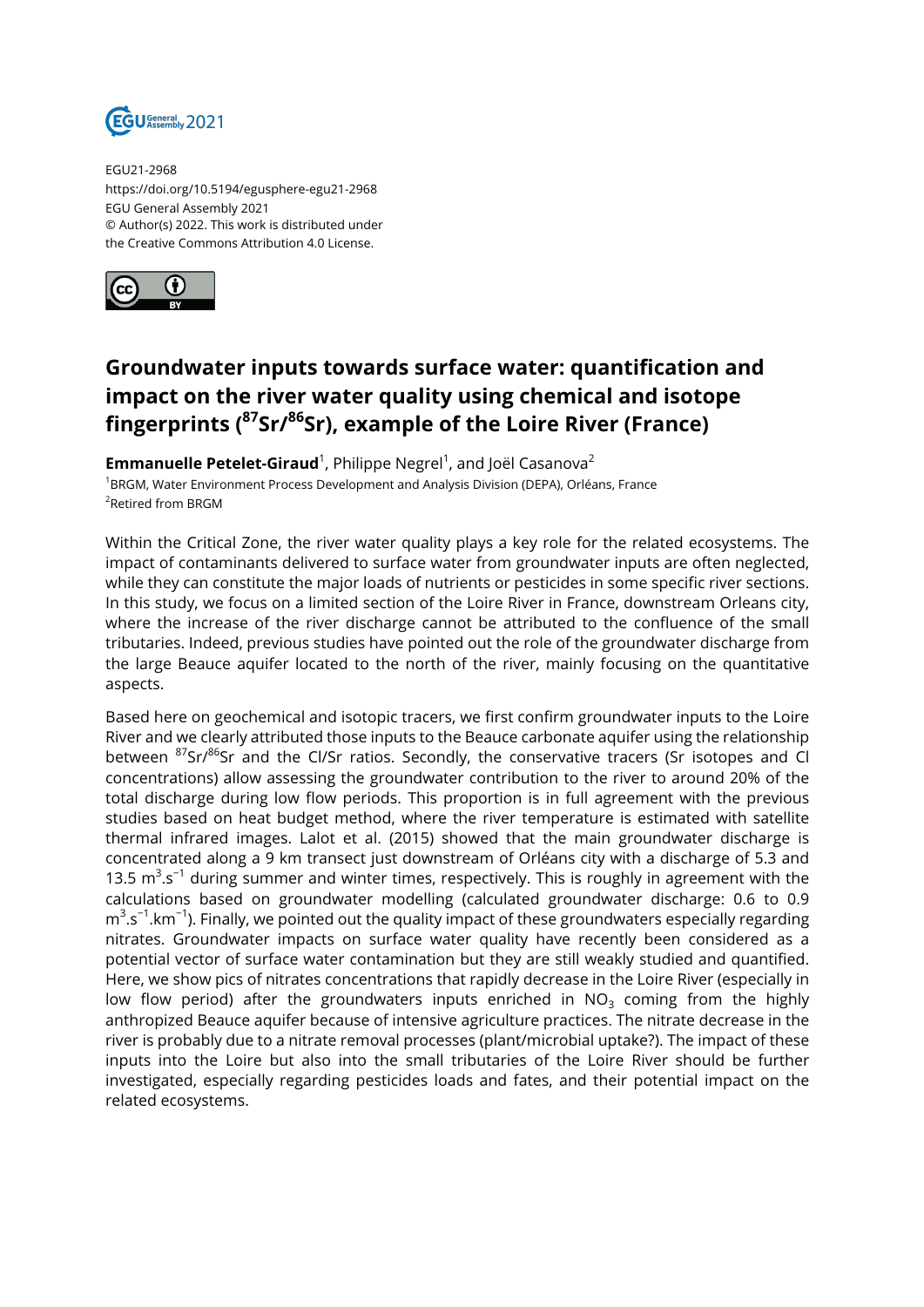EGU21-2968
https://doi.org/10.5194/egusphere-egu21-2968
EGU General Assembly 2021
© Author(s) 2022. This work is distributed under
the Creative Commons Attribution 4.0 License.

# Groundwater inputs towards surface water: quantification and impact on the river water quality using chemical and isotope fingerprints ($^{87}Sr/^{86}Sr$), example of the Loire River (France)

**Emmanuelle Petelet-Giraud**[1], Philippe Negrel[1], and Joël Casanova[2]

[1]BRGM, Water Environment Process Development and Analysis Division (DEPA), Orléans, France
[2]Retired from BRGM

Within the Critical Zone, the river water quality plays a key role for the related ecosystems. The impact of contaminants delivered to surface water from groundwater inputs are often neglected, while they can constitute the major loads of nutrients or pesticides in some specific river sections. In this study, we focus on a limited section of the Loire River in France, downstream Orleans city, where the increase of the river discharge cannot be attributed to the confluence of the small tributaries. Indeed, previous studies have pointed out the role of the groundwater discharge from the large Beauce aquifer located to the north of the river, mainly focusing on the quantitative aspects.

Based here on geochemical and isotopic tracers, we first confirm groundwater inputs to the Loire River and we clearly attributed those inputs to the Beauce carbonate aquifer using the relationship between $^{87}Sr/^{86}Sr$ and the Cl/Sr ratios. Secondly, the conservative tracers (Sr isotopes and Cl concentrations) allow assessing the groundwater contribution to the river to around 20% of the total discharge during low flow periods. This proportion is in full agreement with the previous studies based on heat budget method, where the river temperature is estimated with satellite thermal infrared images. Lalot et al. (2015) showed that the main groundwater discharge is concentrated along a 9 km transect just downstream of Orléans city with a discharge of 5.3 and 13.5 $m^3.s^{-1}$ during summer and winter times, respectively. This is roughly in agreement with the calculations based on groundwater modelling (calculated groundwater discharge: 0.6 to 0.9 $m^3.s^{-1}.km^{-1}$). Finally, we pointed out the quality impact of these groundwaters especially regarding nitrates. Groundwater impacts on surface water quality have recently been considered as a potential vector of surface water contamination but they are still weakly studied and quantified. Here, we show pics of nitrates concentrations that rapidly decrease in the Loire River (especially in low flow period) after the groundwaters inputs enriched in $NO_3$ coming from the highly anthropized Beauce aquifer because of intensive agriculture practices. The nitrate decrease in the river is probably due to a nitrate removal processes (plant/microbial uptake?). The impact of these inputs into the Loire but also into the small tributaries of the Loire River should be further investigated, especially regarding pesticides loads and fates, and their potential impact on the related ecosystems.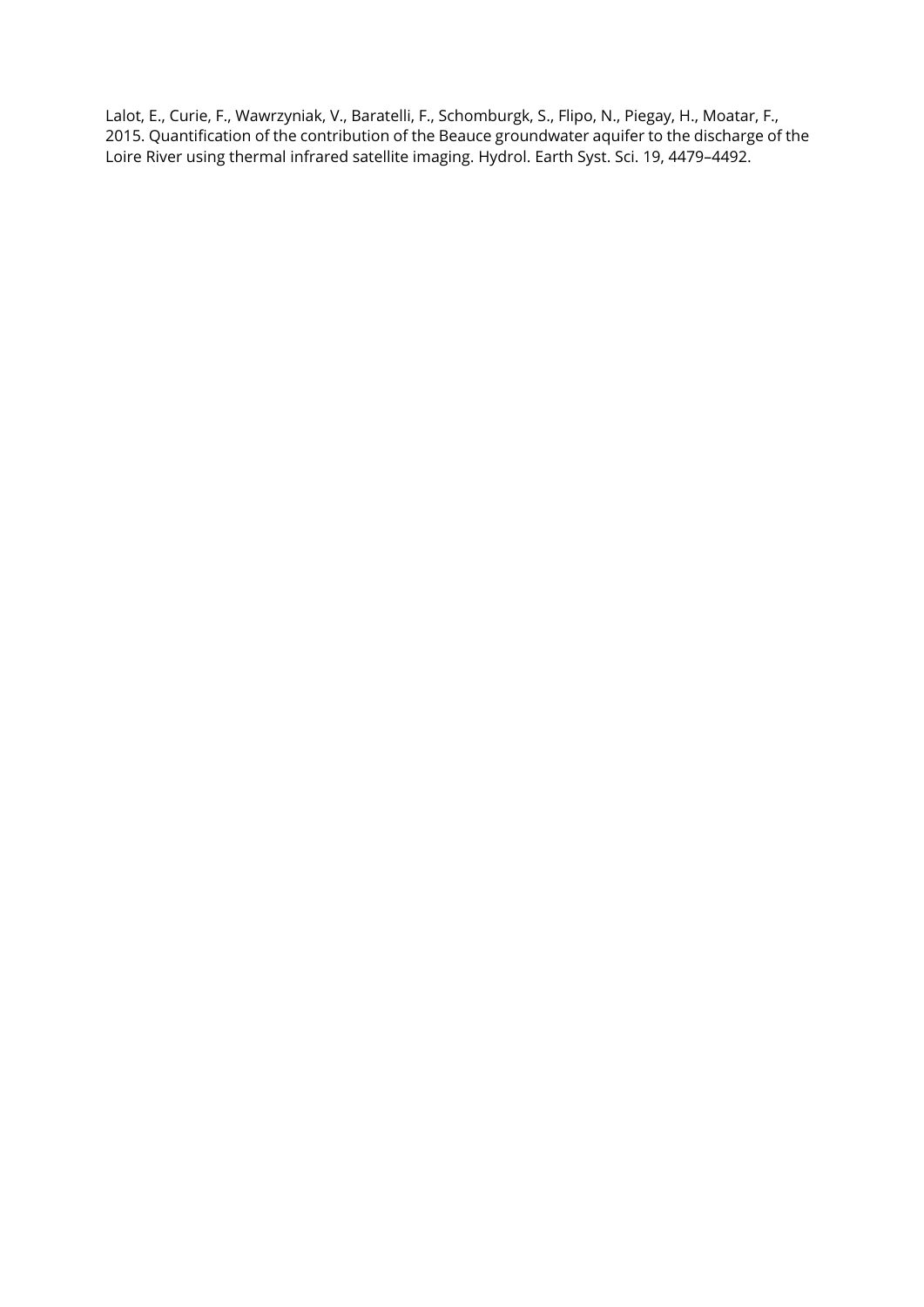Lalot, E., Curie, F., Wawrzyniak, V., Baratelli, F., Schomburgk, S., Flipo, N., Piegay, H., Moatar, F., 2015. Quantification of the contribution of the Beauce groundwater aquifer to the discharge of the Loire River using thermal infrared satellite imaging. Hydrol. Earth Syst. Sci. 19, 4479–4492.